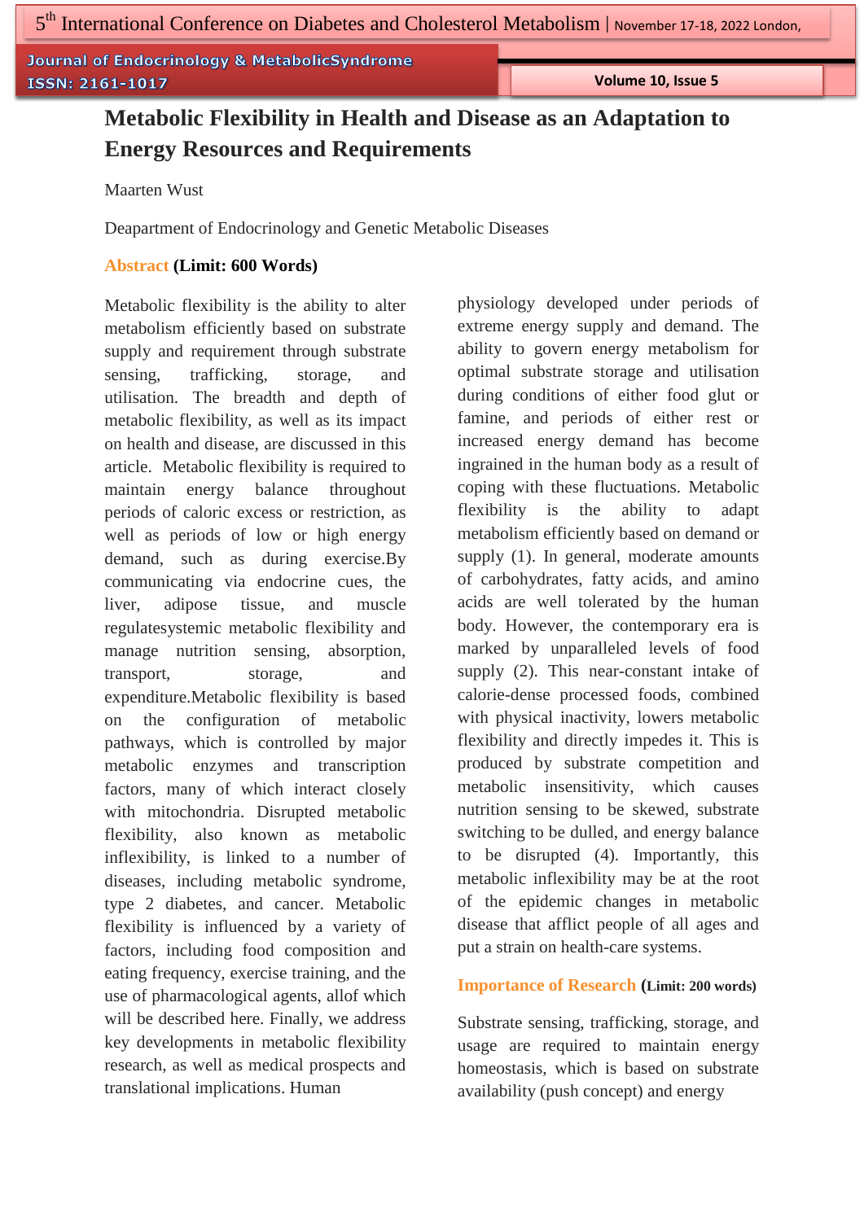# Metabolic Flexibility in Health and Disease as an Adaptation to Energy Resources and Requirements

Maarten Wust

Deapartment of Endocrinology and Genetic Metabolic Diseases

## Abstract (Limit: 600 Words)

Metabolic flexibility is the ability to alter metabolism efficiently based on substrate supply and requirement through substrate sensing, trafficking, storage, and utilisation. The breadth and depth of metabolic flexibility, as well as its impact on health and disease, are discussed in this article. Metabolic flexibility is required to maintain energy balance throughout periods of caloric excess or restriction, as well as periods of low or high energy demand, such as during exercise.By communicating via endocrine cues, the liver, adipose tissue, and muscle regulatesystemic metabolic flexibility and manage nutrition sensing, absorption, transport, storage, and expenditure.Metabolic flexibility is based on the configuration of metabolic pathways, which is controlled by major metabolic enzymes and transcription factors, many of which interact closely with mitochondria. Disrupted metabolic flexibility, also known as metabolic inflexibility, is linked to a number of diseases, including metabolic syndrome, type 2 diabetes, and cancer. Metabolic flexibility is influenced by a variety of factors, including food composition and eating frequency, exercise training, and the use of pharmacological agents, allof which will be described here. Finally, we address key developments in metabolic flexibility research, as well as medical prospects and translational implications. Human physiology developed under periods of extreme energy supply and demand. The ability to govern energy metabolism for optimal substrate storage and utilisation during conditions of either food glut or famine, and periods of either rest or increased energy demand has become ingrained in the human body as a result of coping with these fluctuations. Metabolic flexibility is the ability to adapt metabolism efficiently based on demand or supply (1). In general, moderate amounts of carbohydrates, fatty acids, and amino acids are well tolerated by the human body. However, the contemporary era is marked by unparalleled levels of food supply (2). This near-constant intake of calorie-dense processed foods, combined with physical inactivity, lowers metabolic flexibility and directly impedes it. This is produced by substrate competition and metabolic insensitivity, which causes nutrition sensing to be skewed, substrate switching to be dulled, and energy balance to be disrupted (4). Importantly, this metabolic inflexibility may be at the root of the epidemic changes in metabolic disease that afflict people of all ages and put a strain on health-care systems.

## Importance of Research (Limit: 200 words)

Substrate sensing, trafficking, storage, and usage are required to maintain energy homeostasis, which is based on substrate availability (push concept) and energy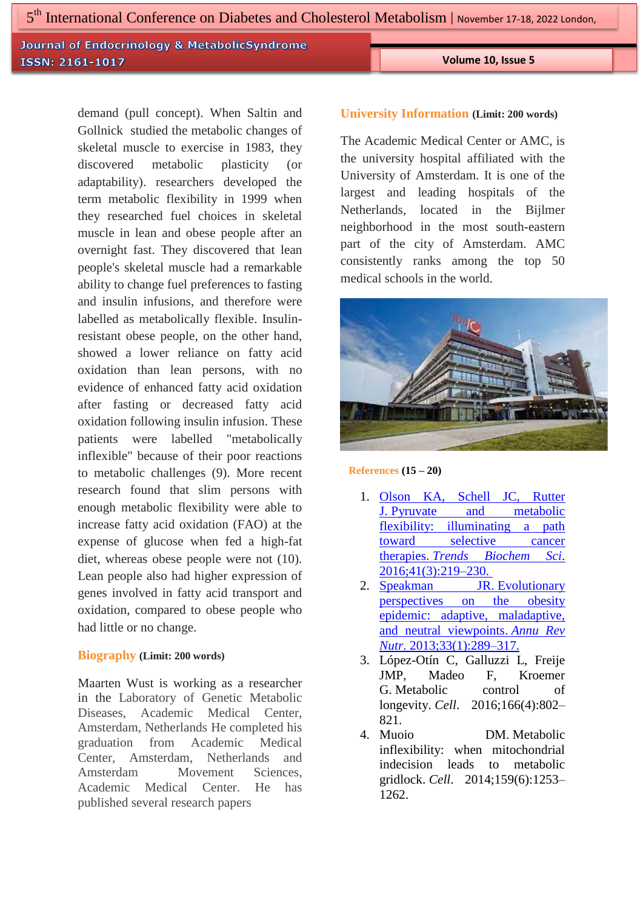demand (pull concept). When Saltin and Gollnick studied the metabolic changes of skeletal muscle to exercise in 1983, they discovered metabolic plasticity (or adaptability). researchers developed the term metabolic flexibility in 1999 when they researched fuel choices in skeletal muscle in lean and obese people after an overnight fast. They discovered that lean people's skeletal muscle had a remarkable ability to change fuel preferences to fasting and insulin infusions, and therefore were labelled as metabolically flexible. Insulin-resistant obese people, on the other hand, showed a lower reliance on fatty acid oxidation than lean persons, with no evidence of enhanced fatty acid oxidation after fasting or decreased fatty acid oxidation following insulin infusion. These patients were labelled "metabolically inflexible" because of their poor reactions to metabolic challenges (9). More recent research found that slim persons with enough metabolic flexibility were able to increase fatty acid oxidation (FAO) at the expense of glucose when fed a high-fat diet, whereas obese people were not (10). Lean people also had higher expression of genes involved in fatty acid transport and oxidation, compared to obese people who had little or no change.

## Biography **(Limit: 200 words)**

Maarten Wust is working as a researcher in the Laboratory of Genetic Metabolic Diseases, Academic Medical Center, Amsterdam, Netherlands He completed his graduation from Academic Medical Center, Amsterdam, Netherlands and Amsterdam Movement Sciences, Academic Medical Center. He has published several research papers

## University Information **(Limit: 200 words)**

The Academic Medical Center or AMC, is the university hospital affiliated with the University of Amsterdam. It is one of the largest and leading hospitals of the Netherlands, located in the Bijlmer neighborhood in the most south-eastern part of the city of Amsterdam. AMC consistently ranks among the top 50 medical schools in the world.

## References **(15 – 20)**

1. Olson KA, Schell JC, Rutter J. Pyruvate and metabolic flexibility: illuminating a path toward selective cancer therapies. *Trends Biochem Sci*. 2016;41(3):219–230.
2. Speakman JR. Evolutionary perspectives on the obesity epidemic: adaptive, maladaptive, and neutral viewpoints. *Annu Rev Nutr*. 2013;33(1):289–317.
3. López-Otín C, Galluzzi L, Freije JMP, Madeo F, Kroemer G. Metabolic control of longevity. *Cell*. 2016;166(4):802–821.
4. Muoio DM. Metabolic inflexibility: when mitochondrial indecision leads to metabolic gridlock. *Cell*. 2014;159(6):1253–1262.